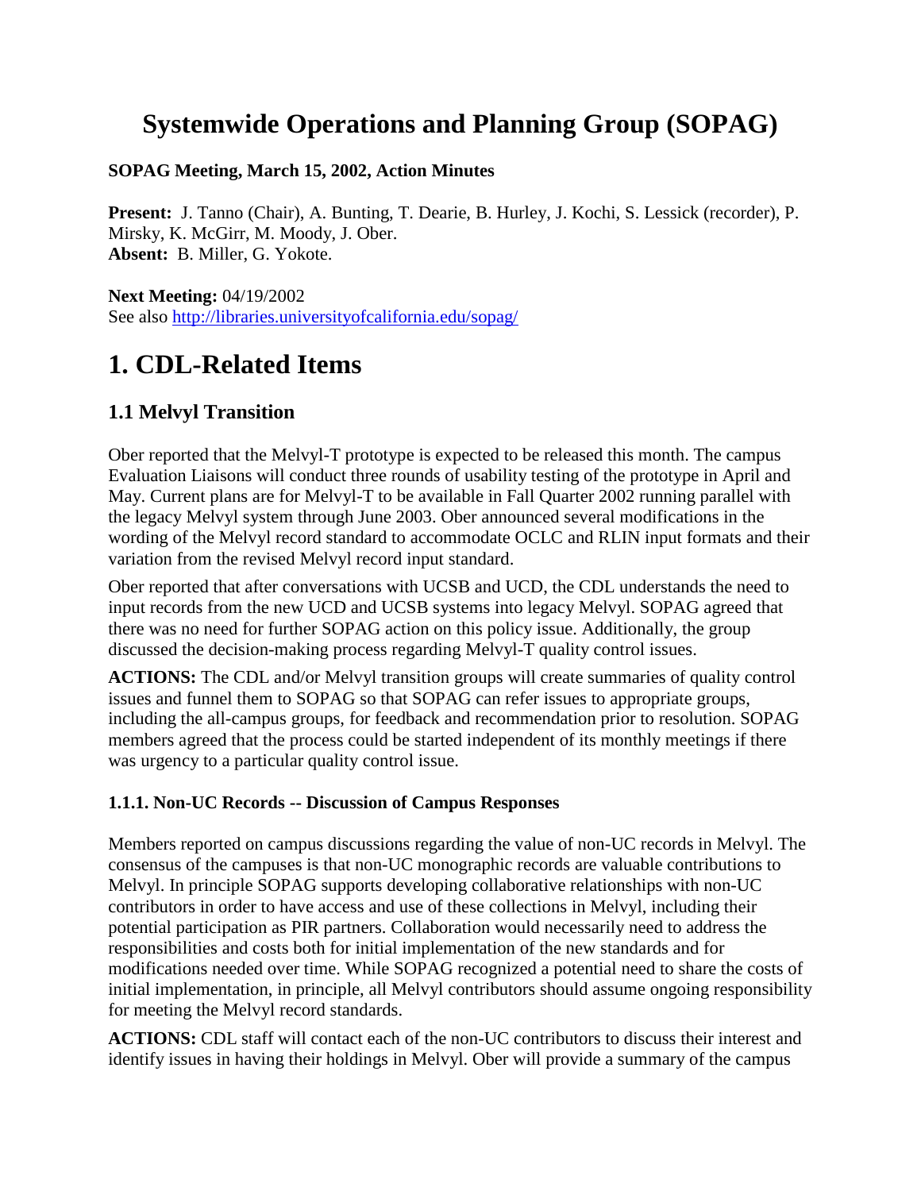# Systemwide Operations and Planning Group (SOPAG)

**SOPAG Meeting, March 15, 2002, Action Minutes**

**Present:** J. Tanno (Chair), A. Bunting, T. Dearie, B. Hurley, J. Kochi, S. Lessick (recorder), P. Mirsky, K. McGirr, M. Moody, J. Ober.
**Absent:** B. Miller, G. Yokote.

**Next Meeting:** 04/19/2002
See also http://libraries.universityofcalifornia.edu/sopag/

# 1. CDL-Related Items

## 1.1 Melvyl Transition

Ober reported that the Melvyl-T prototype is expected to be released this month. The campus Evaluation Liaisons will conduct three rounds of usability testing of the prototype in April and May. Current plans are for Melvyl-T to be available in Fall Quarter 2002 running parallel with the legacy Melvyl system through June 2003. Ober announced several modifications in the wording of the Melvyl record standard to accommodate OCLC and RLIN input formats and their variation from the revised Melvyl record input standard.

Ober reported that after conversations with UCSB and UCD, the CDL understands the need to input records from the new UCD and UCSB systems into legacy Melvyl. SOPAG agreed that there was no need for further SOPAG action on this policy issue. Additionally, the group discussed the decision-making process regarding Melvyl-T quality control issues.

**ACTIONS:** The CDL and/or Melvyl transition groups will create summaries of quality control issues and funnel them to SOPAG so that SOPAG can refer issues to appropriate groups, including the all-campus groups, for feedback and recommendation prior to resolution. SOPAG members agreed that the process could be started independent of its monthly meetings if there was urgency to a particular quality control issue.

### 1.1.1. Non-UC Records -- Discussion of Campus Responses

Members reported on campus discussions regarding the value of non-UC records in Melvyl. The consensus of the campuses is that non-UC monographic records are valuable contributions to Melvyl. In principle SOPAG supports developing collaborative relationships with non-UC contributors in order to have access and use of these collections in Melvyl, including their potential participation as PIR partners. Collaboration would necessarily need to address the responsibilities and costs both for initial implementation of the new standards and for modifications needed over time. While SOPAG recognized a potential need to share the costs of initial implementation, in principle, all Melvyl contributors should assume ongoing responsibility for meeting the Melvyl record standards.

**ACTIONS:** CDL staff will contact each of the non-UC contributors to discuss their interest and identify issues in having their holdings in Melvyl. Ober will provide a summary of the campus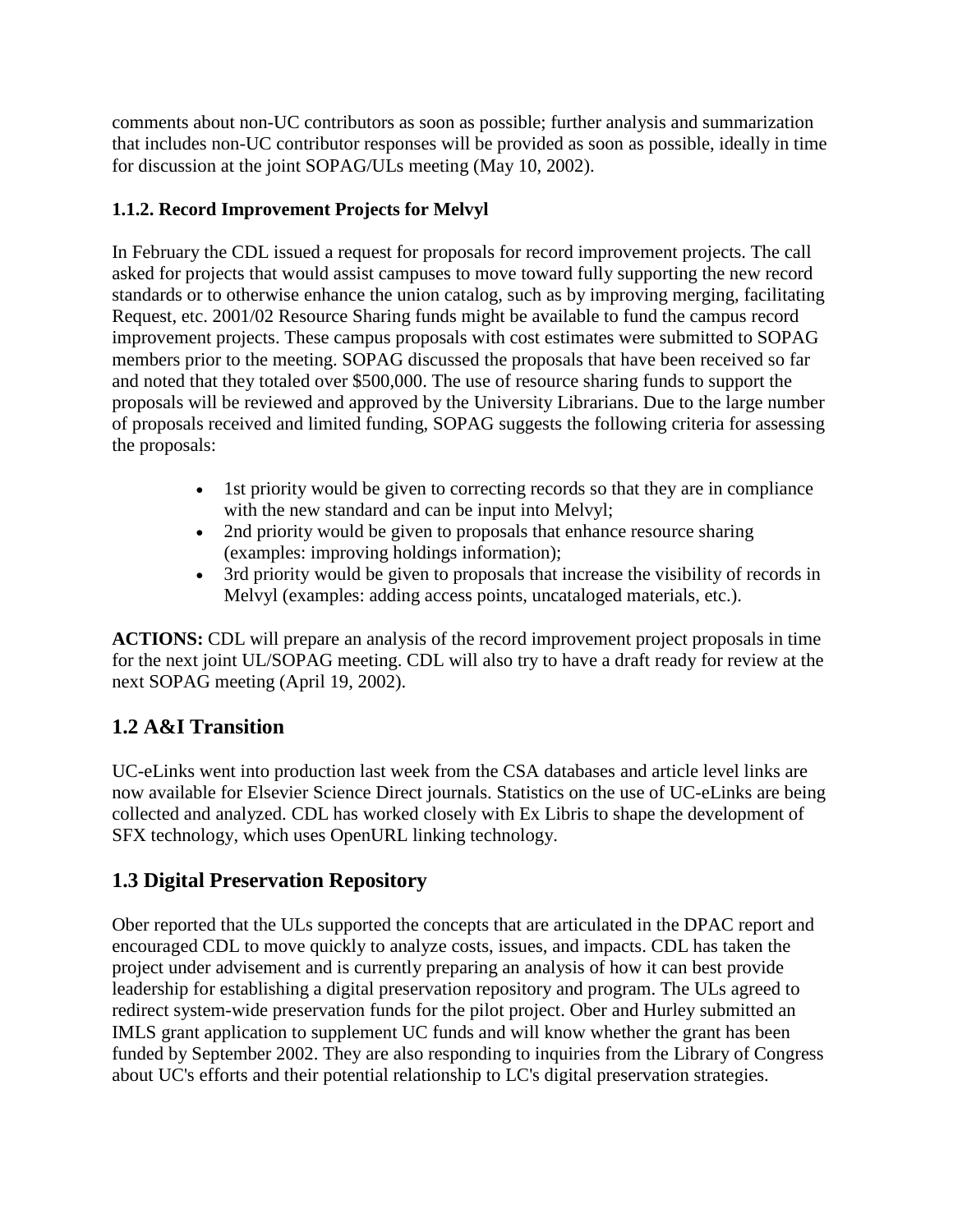comments about non-UC contributors as soon as possible; further analysis and summarization that includes non-UC contributor responses will be provided as soon as possible, ideally in time for discussion at the joint SOPAG/ULs meeting (May 10, 2002).

**1.1.2. Record Improvement Projects for Melvyl**

In February the CDL issued a request for proposals for record improvement projects. The call asked for projects that would assist campuses to move toward fully supporting the new record standards or to otherwise enhance the union catalog, such as by improving merging, facilitating Request, etc. 2001/02 Resource Sharing funds might be available to fund the campus record improvement projects. These campus proposals with cost estimates were submitted to SOPAG members prior to the meeting. SOPAG discussed the proposals that have been received so far and noted that they totaled over $500,000. The use of resource sharing funds to support the proposals will be reviewed and approved by the University Librarians. Due to the large number of proposals received and limited funding, SOPAG suggests the following criteria for assessing the proposals:

- 1st priority would be given to correcting records so that they are in compliance with the new standard and can be input into Melvyl;
- 2nd priority would be given to proposals that enhance resource sharing (examples: improving holdings information);
- 3rd priority would be given to proposals that increase the visibility of records in Melvyl (examples: adding access points, uncataloged materials, etc.).

**ACTIONS:** CDL will prepare an analysis of the record improvement project proposals in time for the next joint UL/SOPAG meeting. CDL will also try to have a draft ready for review at the next SOPAG meeting (April 19, 2002).

## 1.2 A&I Transition

UC-eLinks went into production last week from the CSA databases and article level links are now available for Elsevier Science Direct journals. Statistics on the use of UC-eLinks are being collected and analyzed. CDL has worked closely with Ex Libris to shape the development of SFX technology, which uses OpenURL linking technology.

## 1.3 Digital Preservation Repository

Ober reported that the ULs supported the concepts that are articulated in the DPAC report and encouraged CDL to move quickly to analyze costs, issues, and impacts. CDL has taken the project under advisement and is currently preparing an analysis of how it can best provide leadership for establishing a digital preservation repository and program. The ULs agreed to redirect system-wide preservation funds for the pilot project. Ober and Hurley submitted an IMLS grant application to supplement UC funds and will know whether the grant has been funded by September 2002. They are also responding to inquiries from the Library of Congress about UC's efforts and their potential relationship to LC's digital preservation strategies.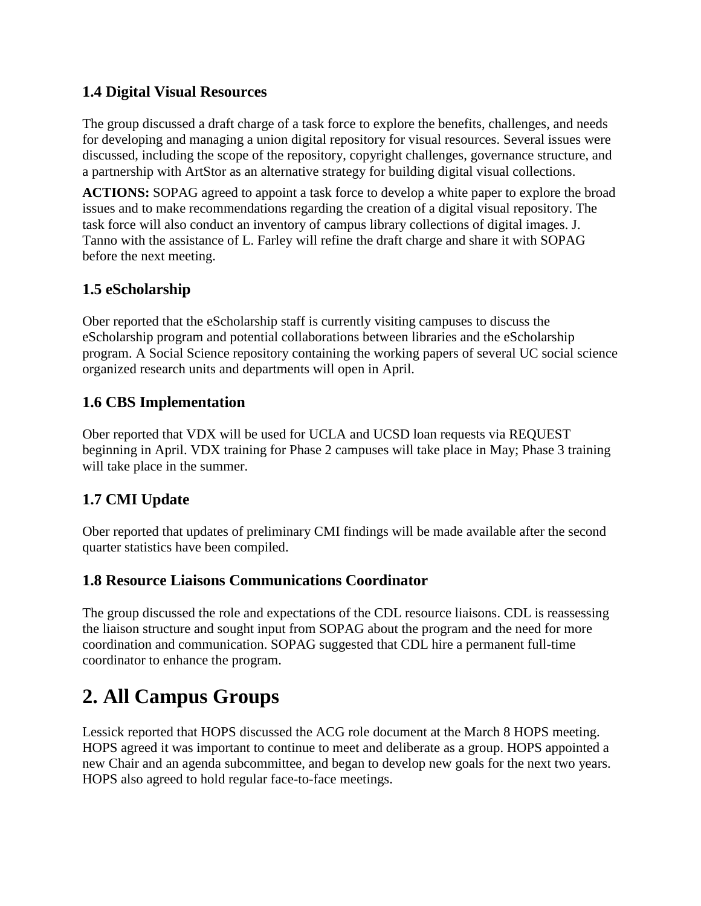### 1.4 Digital Visual Resources

The group discussed a draft charge of a task force to explore the benefits, challenges, and needs for developing and managing a union digital repository for visual resources. Several issues were discussed, including the scope of the repository, copyright challenges, governance structure, and a partnership with ArtStor as an alternative strategy for building digital visual collections.

**ACTIONS:** SOPAG agreed to appoint a task force to develop a white paper to explore the broad issues and to make recommendations regarding the creation of a digital visual repository. The task force will also conduct an inventory of campus library collections of digital images. J. Tanno with the assistance of L. Farley will refine the draft charge and share it with SOPAG before the next meeting.

### 1.5 eScholarship

Ober reported that the eScholarship staff is currently visiting campuses to discuss the eScholarship program and potential collaborations between libraries and the eScholarship program. A Social Science repository containing the working papers of several UC social science organized research units and departments will open in April.

### 1.6 CBS Implementation

Ober reported that VDX will be used for UCLA and UCSD loan requests via REQUEST beginning in April. VDX training for Phase 2 campuses will take place in May; Phase 3 training will take place in the summer.

### 1.7 CMI Update

Ober reported that updates of preliminary CMI findings will be made available after the second quarter statistics have been compiled.

### 1.8 Resource Liaisons Communications Coordinator

The group discussed the role and expectations of the CDL resource liaisons. CDL is reassessing the liaison structure and sought input from SOPAG about the program and the need for more coordination and communication. SOPAG suggested that CDL hire a permanent full-time coordinator to enhance the program.

## 2. All Campus Groups

Lessick reported that HOPS discussed the ACG role document at the March 8 HOPS meeting. HOPS agreed it was important to continue to meet and deliberate as a group. HOPS appointed a new Chair and an agenda subcommittee, and began to develop new goals for the next two years. HOPS also agreed to hold regular face-to-face meetings.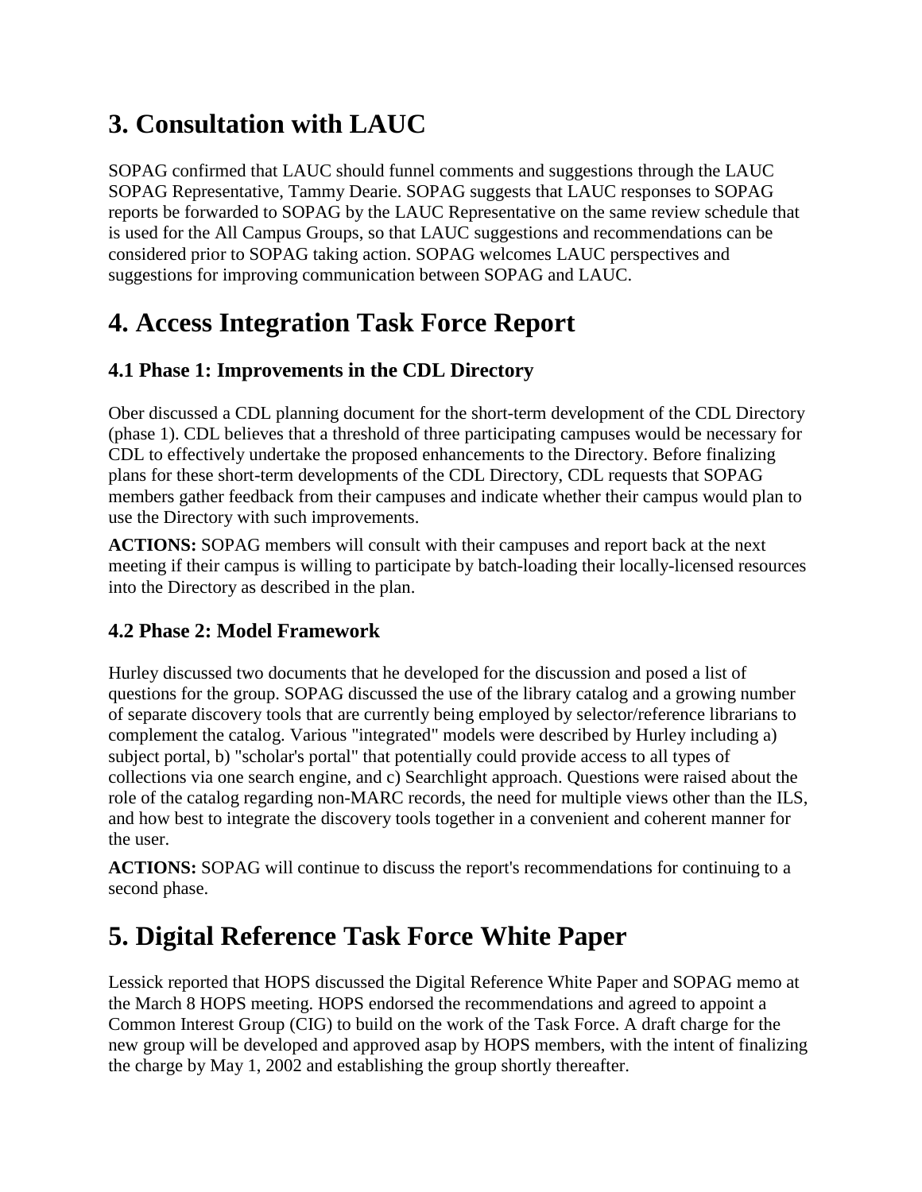# 3. Consultation with LAUC

SOPAG confirmed that LAUC should funnel comments and suggestions through the LAUC SOPAG Representative, Tammy Dearie. SOPAG suggests that LAUC responses to SOPAG reports be forwarded to SOPAG by the LAUC Representative on the same review schedule that is used for the All Campus Groups, so that LAUC suggestions and recommendations can be considered prior to SOPAG taking action. SOPAG welcomes LAUC perspectives and suggestions for improving communication between SOPAG and LAUC.

# 4. Access Integration Task Force Report

### 4.1 Phase 1: Improvements in the CDL Directory

Ober discussed a CDL planning document for the short-term development of the CDL Directory (phase 1). CDL believes that a threshold of three participating campuses would be necessary for CDL to effectively undertake the proposed enhancements to the Directory. Before finalizing plans for these short-term developments of the CDL Directory, CDL requests that SOPAG members gather feedback from their campuses and indicate whether their campus would plan to use the Directory with such improvements.

**ACTIONS:** SOPAG members will consult with their campuses and report back at the next meeting if their campus is willing to participate by batch-loading their locally-licensed resources into the Directory as described in the plan.

### 4.2 Phase 2: Model Framework

Hurley discussed two documents that he developed for the discussion and posed a list of questions for the group. SOPAG discussed the use of the library catalog and a growing number of separate discovery tools that are currently being employed by selector/reference librarians to complement the catalog. Various "integrated" models were described by Hurley including a) subject portal, b) "scholar's portal" that potentially could provide access to all types of collections via one search engine, and c) Searchlight approach. Questions were raised about the role of the catalog regarding non-MARC records, the need for multiple views other than the ILS, and how best to integrate the discovery tools together in a convenient and coherent manner for the user.

**ACTIONS:** SOPAG will continue to discuss the report's recommendations for continuing to a second phase.

# 5. Digital Reference Task Force White Paper

Lessick reported that HOPS discussed the Digital Reference White Paper and SOPAG memo at the March 8 HOPS meeting. HOPS endorsed the recommendations and agreed to appoint a Common Interest Group (CIG) to build on the work of the Task Force. A draft charge for the new group will be developed and approved asap by HOPS members, with the intent of finalizing the charge by May 1, 2002 and establishing the group shortly thereafter.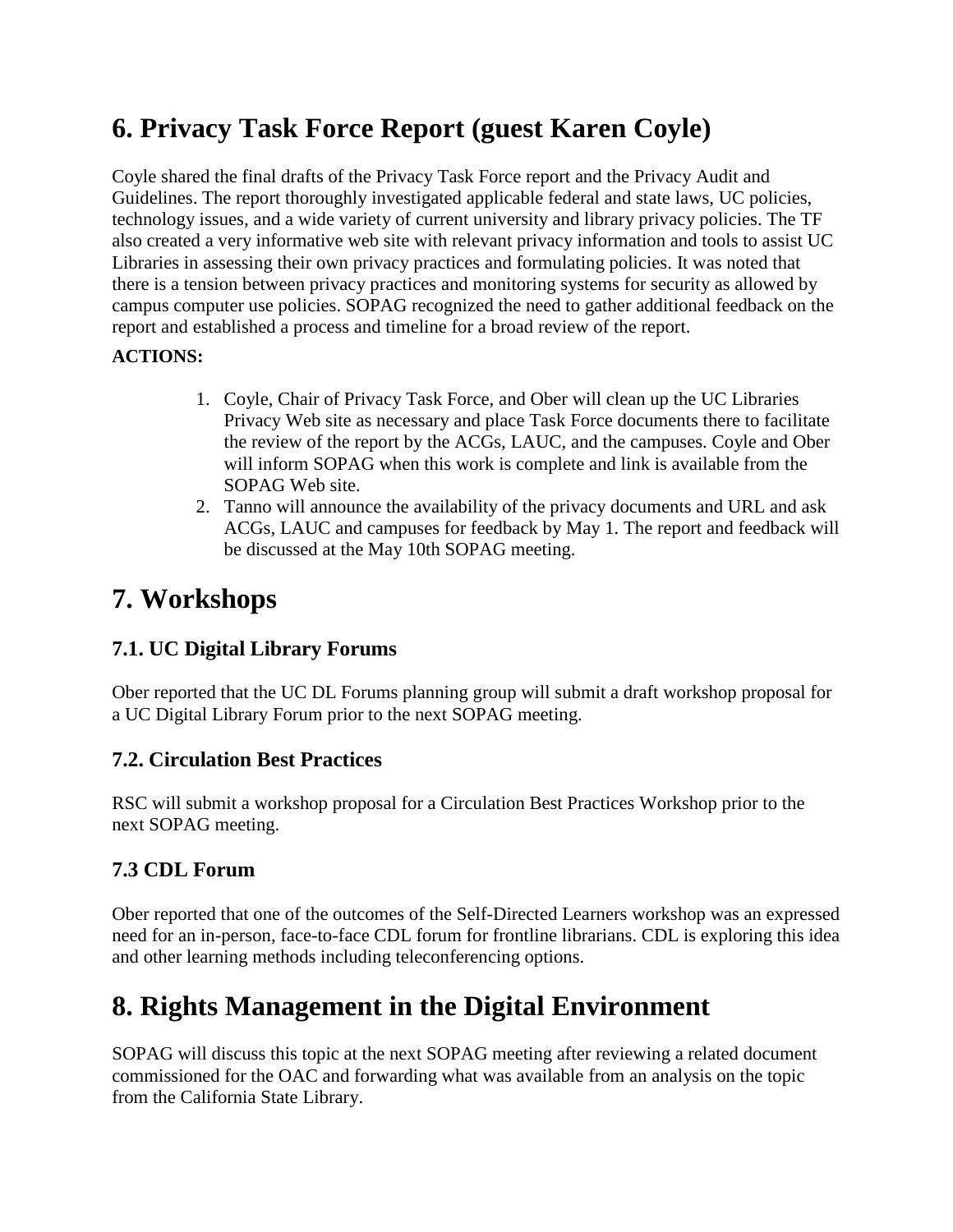# 6. Privacy Task Force Report (guest Karen Coyle)

Coyle shared the final drafts of the Privacy Task Force report and the Privacy Audit and Guidelines. The report thoroughly investigated applicable federal and state laws, UC policies, technology issues, and a wide variety of current university and library privacy policies. The TF also created a very informative web site with relevant privacy information and tools to assist UC Libraries in assessing their own privacy practices and formulating policies. It was noted that there is a tension between privacy practices and monitoring systems for security as allowed by campus computer use policies. SOPAG recognized the need to gather additional feedback on the report and established a process and timeline for a broad review of the report.

**ACTIONS:**

1. Coyle, Chair of Privacy Task Force, and Ober will clean up the UC Libraries Privacy Web site as necessary and place Task Force documents there to facilitate the review of the report by the ACGs, LAUC, and the campuses. Coyle and Ober will inform SOPAG when this work is complete and link is available from the SOPAG Web site.
2. Tanno will announce the availability of the privacy documents and URL and ask ACGs, LAUC and campuses for feedback by May 1. The report and feedback will be discussed at the May 10th SOPAG meeting.

# 7. Workshops

## 7.1. UC Digital Library Forums

Ober reported that the UC DL Forums planning group will submit a draft workshop proposal for a UC Digital Library Forum prior to the next SOPAG meeting.

## 7.2. Circulation Best Practices

RSC will submit a workshop proposal for a Circulation Best Practices Workshop prior to the next SOPAG meeting.

## 7.3 CDL Forum

Ober reported that one of the outcomes of the Self-Directed Learners workshop was an expressed need for an in-person, face-to-face CDL forum for frontline librarians. CDL is exploring this idea and other learning methods including teleconferencing options.

# 8. Rights Management in the Digital Environment

SOPAG will discuss this topic at the next SOPAG meeting after reviewing a related document commissioned for the OAC and forwarding what was available from an analysis on the topic from the California State Library.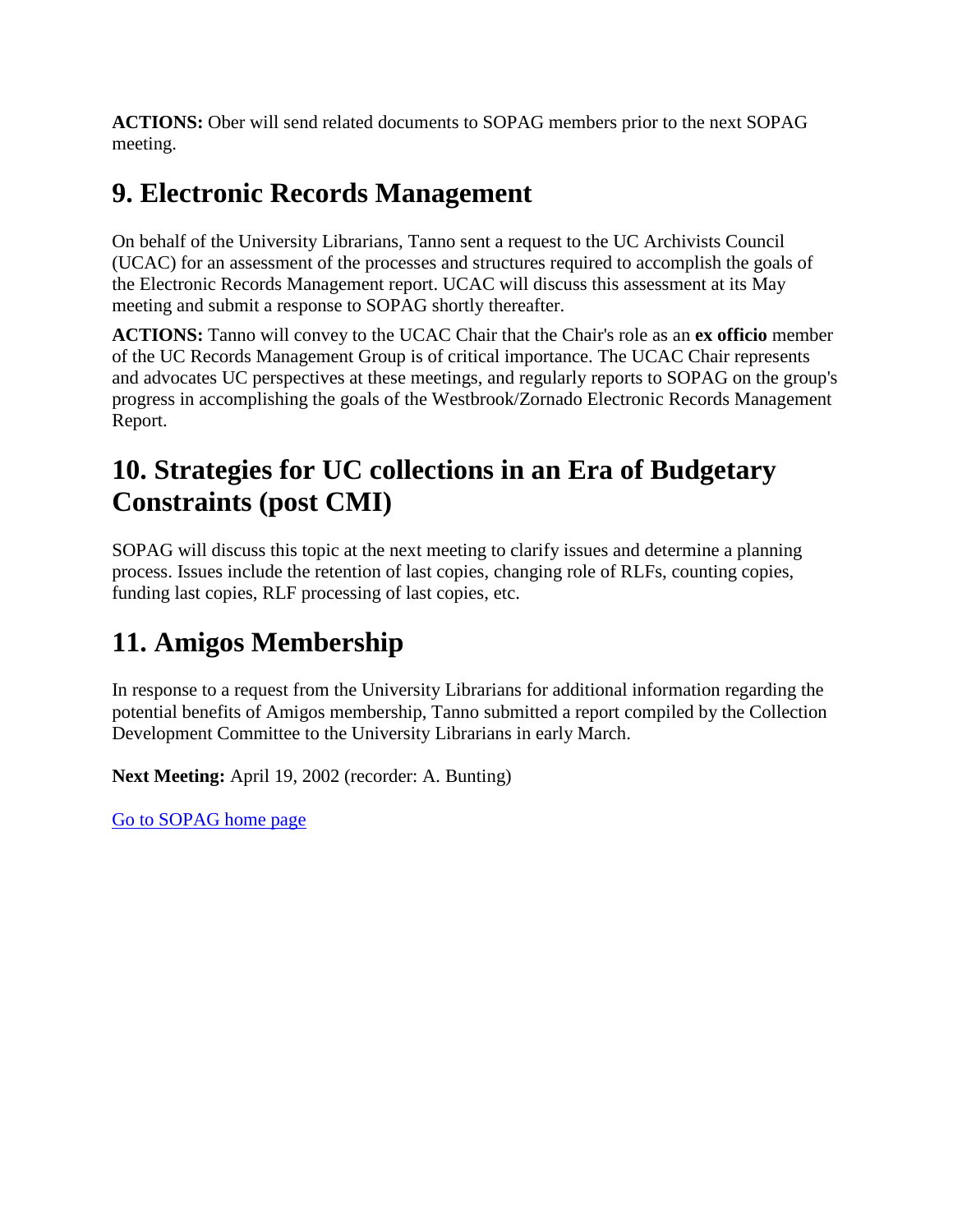**ACTIONS:** Ober will send related documents to SOPAG members prior to the next SOPAG meeting.

## 9. Electronic Records Management

On behalf of the University Librarians, Tanno sent a request to the UC Archivists Council (UCAC) for an assessment of the processes and structures required to accomplish the goals of the Electronic Records Management report. UCAC will discuss this assessment at its May meeting and submit a response to SOPAG shortly thereafter.

**ACTIONS:** Tanno will convey to the UCAC Chair that the Chair's role as an **ex officio** member of the UC Records Management Group is of critical importance. The UCAC Chair represents and advocates UC perspectives at these meetings, and regularly reports to SOPAG on the group's progress in accomplishing the goals of the Westbrook/Zornado Electronic Records Management Report.

## 10. Strategies for UC collections in an Era of Budgetary Constraints (post CMI)

SOPAG will discuss this topic at the next meeting to clarify issues and determine a planning process. Issues include the retention of last copies, changing role of RLFs, counting copies, funding last copies, RLF processing of last copies, etc.

## 11. Amigos Membership

In response to a request from the University Librarians for additional information regarding the potential benefits of Amigos membership, Tanno submitted a report compiled by the Collection Development Committee to the University Librarians in early March.

**Next Meeting:** April 19, 2002 (recorder: A. Bunting)

Go to SOPAG home page